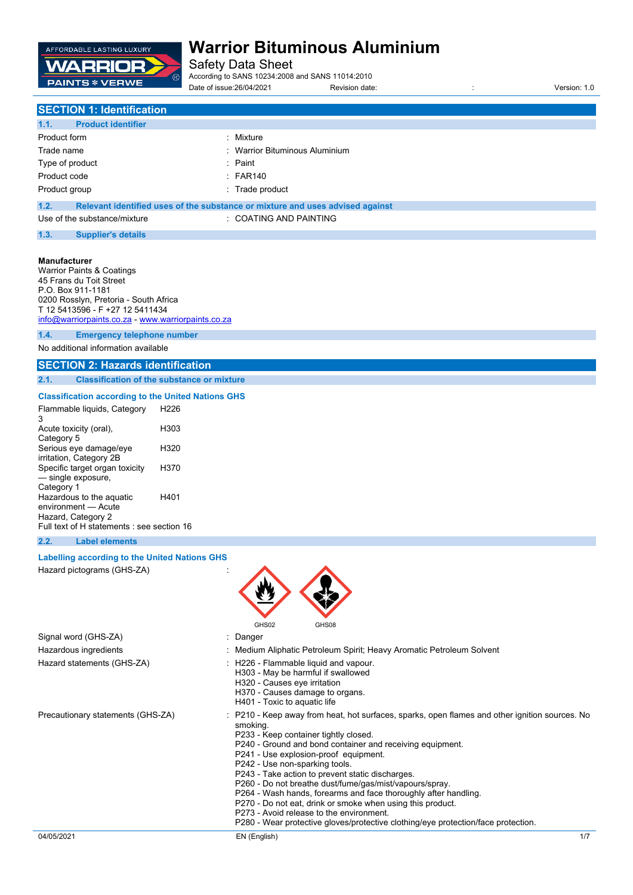# Warrior Bituminous Aluminium

Safety Data Sheet

According to SANS 10234:2008 and SANS 11014:2010

Date of issue:26/04/2021 Revision date: : Version: 1.0

## SECTION 1: Identification

### 1.1. Product identifier

| | |
|---|---|
| Product form | : Mixture |
| Trade name | : Warrior Bituminous Aluminium |
| Type of product | : Paint |
| Product code | : FAR140 |
| Product group | : Trade product |

### 1.2. Relevant identified uses of the substance or mixture and uses advised against

| | |
|---|---|
| Use of the substance/mixture | : COATING AND PAINTING |

### 1.3. Supplier's details

**Manufacturer**
Warrior Paints & Coatings
45 Frans du Toit Street
P.O. Box 911-1181
0200 Rosslyn, Pretoria - South Africa
T 12 5413596 - F +27 12 5411434
info@warriorpaints.co.za - www.warriorpaints.co.za

### 1.4. Emergency telephone number

No additional information available

## SECTION 2: Hazards identification

### 2.1. Classification of the substance or mixture

**Classification according to the United Nations GHS**

| | |
|---|---|
| Flammable liquids, Category 3 | H226 |
| Acute toxicity (oral), Category 5 | H303 |
| Serious eye damage/eye irritation, Category 2B | H320 |
| Specific target organ toxicity — single exposure, Category 1 | H370 |
| Hazardous to the aquatic environment — Acute Hazard, Category 2 | H401 |

Full text of H statements : see section 16

### 2.2. Label elements

**Labelling according to the United Nations GHS**

Hazard pictograms (GHS-ZA) :

GHS02 GHS08

| | |
|---|---|
| Signal word (GHS-ZA) | : Danger |
| Hazardous ingredients | : Medium Aliphatic Petroleum Spirit; Heavy Aromatic Petroleum Solvent |
| Hazard statements (GHS-ZA) | : H226 - Flammable liquid and vapour.<br>H303 - May be harmful if swallowed<br>H320 - Causes eye irritation<br>H370 - Causes damage to organs.<br>H401 - Toxic to aquatic life |
| Precautionary statements (GHS-ZA) | : P210 - Keep away from heat, hot surfaces, sparks, open flames and other ignition sources. No smoking.<br>P233 - Keep container tightly closed.<br>P240 - Ground and bond container and receiving equipment.<br>P241 - Use explosion-proof equipment.<br>P242 - Use non-sparking tools.<br>P243 - Take action to prevent static discharges.<br>P260 - Do not breathe dust/fume/gas/mist/vapours/spray.<br>P264 - Wash hands, forearms and face thoroughly after handling.<br>P270 - Do not eat, drink or smoke when using this product.<br>P273 - Avoid release to the environment.<br>P280 - Wear protective gloves/protective clothing/eye protection/face protection. |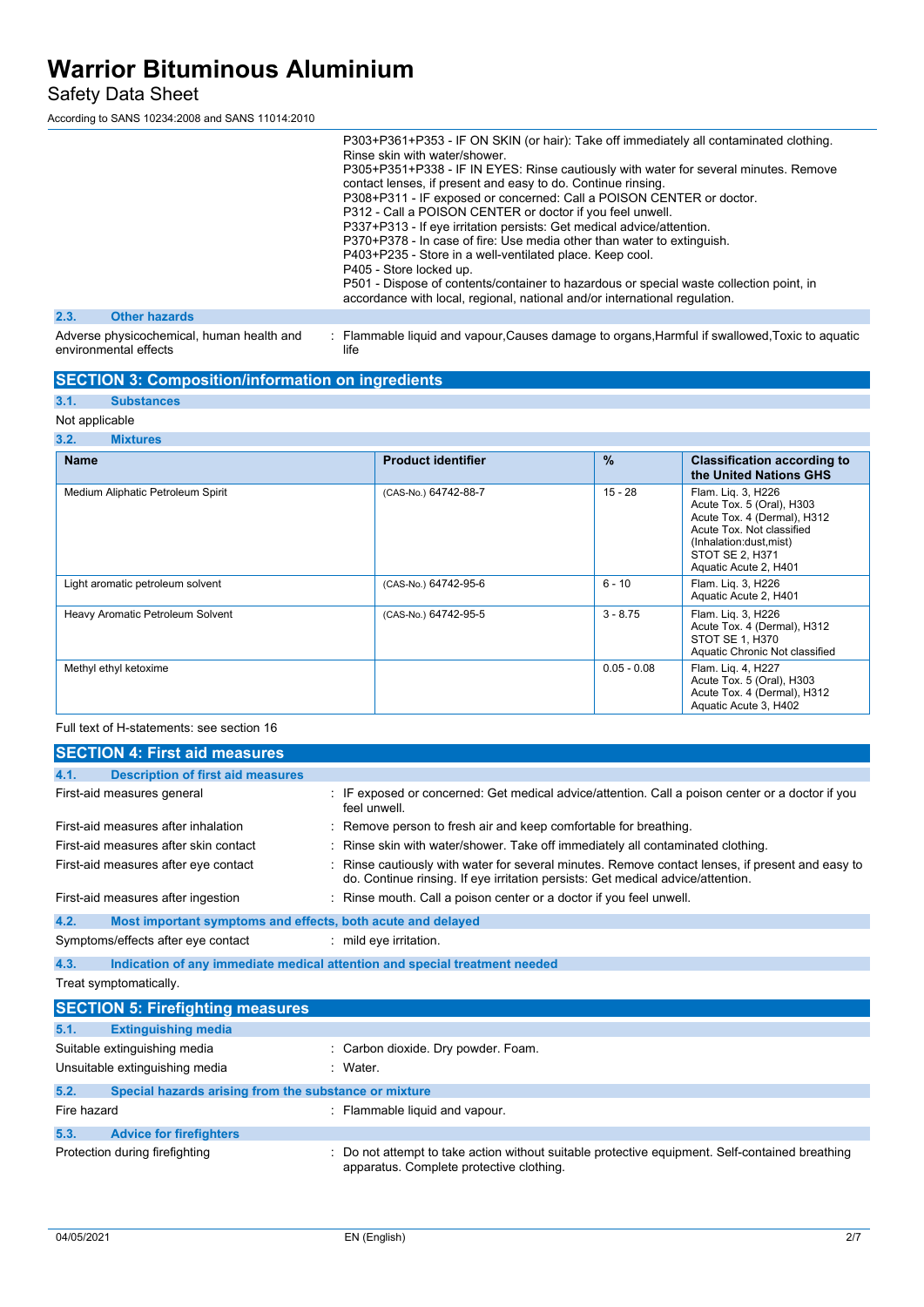P303+P361+P353 - IF ON SKIN (or hair): Take off immediately all contaminated clothing. Rinse skin with water/shower.
P305+P351+P338 - IF IN EYES: Rinse cautiously with water for several minutes. Remove contact lenses, if present and easy to do. Continue rinsing.
P308+P311 - IF exposed or concerned: Call a POISON CENTER or doctor.
P312 - Call a POISON CENTER or doctor if you feel unwell.
P337+P313 - If eye irritation persists: Get medical advice/attention.
P370+P378 - In case of fire: Use media other than water to extinguish.
P403+P235 - Store in a well-ventilated place. Keep cool.
P405 - Store locked up.
P501 - Dispose of contents/container to hazardous or special waste collection point, in accordance with local, regional, national and/or international regulation.

### 2.3. Other hazards

Adverse physicochemical, human health and environmental effects : Flammable liquid and vapour,Causes damage to organs,Harmful if swallowed,Toxic to aquatic life

## SECTION 3: Composition/information on ingredients

### 3.1. Substances

Not applicable

### 3.2. Mixtures

| Name | Product identifier | % | Classification according to the United Nations GHS |
|---|---|---|---|
| Medium Aliphatic Petroleum Spirit | (CAS-No.) 64742-88-7 | 15 - 28 | Flam. Liq. 3, H226<br>Acute Tox. 5 (Oral), H303<br>Acute Tox. 4 (Dermal), H312<br>Acute Tox. Not classified (Inhalation:dust,mist)<br>STOT SE 2, H371<br>Aquatic Acute 2, H401 |
| Light aromatic petroleum solvent | (CAS-No.) 64742-95-6 | 6 - 10 | Flam. Liq. 3, H226<br>Aquatic Acute 2, H401 |
| Heavy Aromatic Petroleum Solvent | (CAS-No.) 64742-95-5 | 3 - 8.75 | Flam. Liq. 3, H226<br>Acute Tox. 4 (Dermal), H312<br>STOT SE 1, H370<br>Aquatic Chronic Not classified |
| Methyl ethyl ketoxime | | 0.05 - 0.08 | Flam. Liq. 4, H227<br>Acute Tox. 5 (Oral), H303<br>Acute Tox. 4 (Dermal), H312<br>Aquatic Acute 3, H402 |

Full text of H-statements: see section 16

## SECTION 4: First aid measures

### 4.1. Description of first aid measures

First-aid measures general : IF exposed or concerned: Get medical advice/attention. Call a poison center or a doctor if you feel unwell.

First-aid measures after inhalation : Remove person to fresh air and keep comfortable for breathing.

First-aid measures after skin contact : Rinse skin with water/shower. Take off immediately all contaminated clothing.

First-aid measures after eye contact : Rinse cautiously with water for several minutes. Remove contact lenses, if present and easy to do. Continue rinsing. If eye irritation persists: Get medical advice/attention.

First-aid measures after ingestion : Rinse mouth. Call a poison center or a doctor if you feel unwell.

### 4.2. Most important symptoms and effects, both acute and delayed

Symptoms/effects after eye contact : mild eye irritation.

### 4.3. Indication of any immediate medical attention and special treatment needed

Treat symptomatically.

## SECTION 5: Firefighting measures

### 5.1. Extinguishing media

Suitable extinguishing media : Carbon dioxide. Dry powder. Foam.

Unsuitable extinguishing media : Water.

### 5.2. Special hazards arising from the substance or mixture

Fire hazard : Flammable liquid and vapour.

### 5.3. Advice for firefighters

Protection during firefighting : Do not attempt to take action without suitable protective equipment. Self-contained breathing apparatus. Complete protective clothing.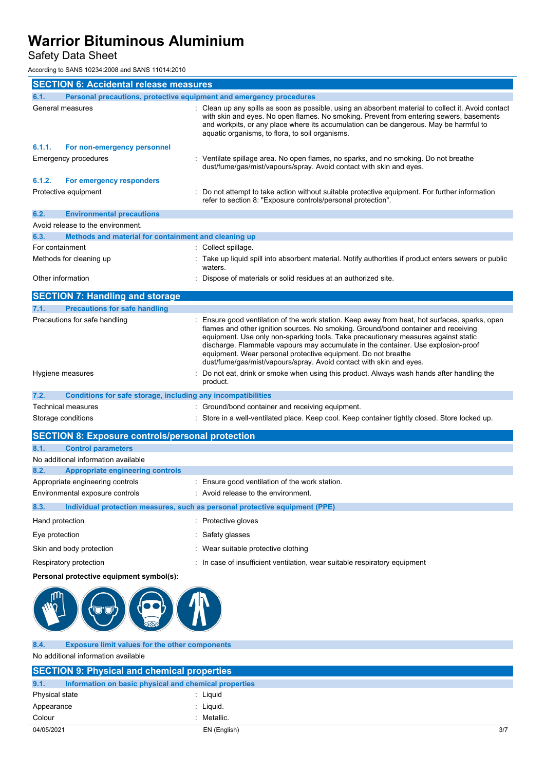## SECTION 6: Accidental release measures

### 6.1. Personal precautions, protective equipment and emergency procedures

| | |
|---|---|
| General measures | : Clean up any spills as soon as possible, using an absorbent material to collect it. Avoid contact with skin and eyes. No open flames. No smoking. Prevent from entering sewers, basements and workpits, or any place where its accumulation can be dangerous. May be harmful to aquatic organisms, to flora, to soil organisms. |

#### 6.1.1. For non-emergency personnel

| | |
|---|---|
| Emergency procedures | : Ventilate spillage area. No open flames, no sparks, and no smoking. Do not breathe dust/fume/gas/mist/vapours/spray. Avoid contact with skin and eyes. |

#### 6.1.2. For emergency responders

| | |
|---|---|
| Protective equipment | : Do not attempt to take action without suitable protective equipment. For further information refer to section 8: "Exposure controls/personal protection". |

### 6.2. Environmental precautions

Avoid release to the environment.

### 6.3. Methods and material for containment and cleaning up

| | |
|---|---|
| For containment | : Collect spillage. |
| Methods for cleaning up | : Take up liquid spill into absorbent material. Notify authorities if product enters sewers or public waters. |
| Other information | : Dispose of materials or solid residues at an authorized site. |

## SECTION 7: Handling and storage

### 7.1. Precautions for safe handling

| | |
|---|---|
| Precautions for safe handling | : Ensure good ventilation of the work station. Keep away from heat, hot surfaces, sparks, open flames and other ignition sources. No smoking. Ground/bond container and receiving equipment. Use only non-sparking tools. Take precautionary measures against static discharge. Flammable vapours may accumulate in the container. Use explosion-proof equipment. Wear personal protective equipment. Do not breathe dust/fume/gas/mist/vapours/spray. Avoid contact with skin and eyes. |
| Hygiene measures | : Do not eat, drink or smoke when using this product. Always wash hands after handling the product. |

### 7.2. Conditions for safe storage, including any incompatibilities

| | |
|---|---|
| Technical measures | : Ground/bond container and receiving equipment. |
| Storage conditions | : Store in a well-ventilated place. Keep cool. Keep container tightly closed. Store locked up. |

## SECTION 8: Exposure controls/personal protection

### 8.1. Control parameters

No additional information available

### 8.2. Appropriate engineering controls

| | |
|---|---|
| Appropriate engineering controls | : Ensure good ventilation of the work station. |
| Environmental exposure controls | : Avoid release to the environment. |

### 8.3. Individual protection measures, such as personal protective equipment (PPE)

| | |
|---|---|
| Hand protection | : Protective gloves |
| Eye protection | : Safety glasses |
| Skin and body protection | : Wear suitable protective clothing |
| Respiratory protection | : In case of insufficient ventilation, wear suitable respiratory equipment |

**Personal protective equipment symbol(s):**

### 8.4. Exposure limit values for the other components

No additional information available

## SECTION 9: Physical and chemical properties

### 9.1. Information on basic physical and chemical properties

| | |
|---|---|
| Physical state | : Liquid |
| Appearance | : Liquid. |
| Colour | : Metallic. |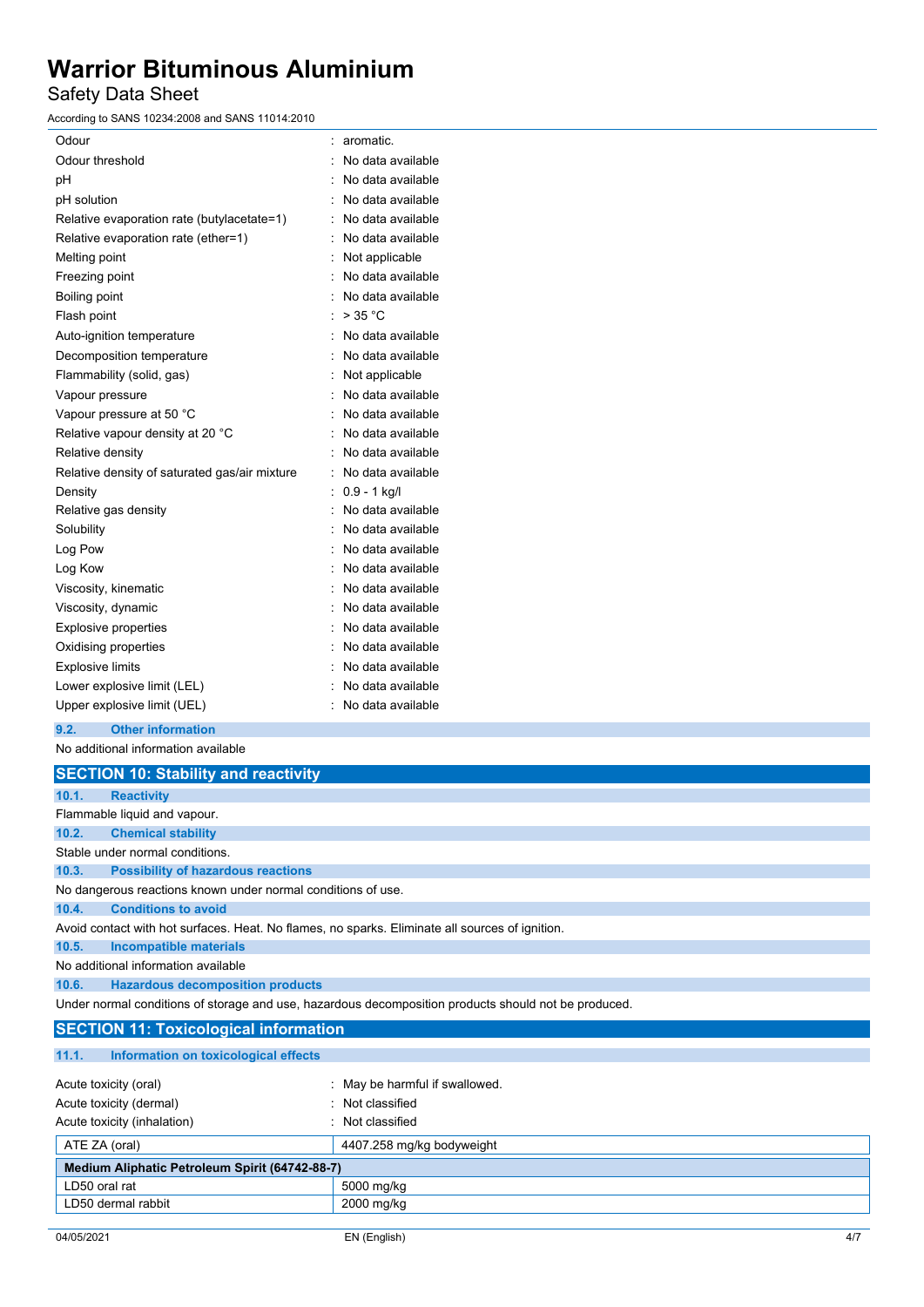| | | |
|---|---|---|
| Odour | : | aromatic. |
| Odour threshold | : | No data available |
| pH | : | No data available |
| pH solution | : | No data available |
| Relative evaporation rate (butylacetate=1) | : | No data available |
| Relative evaporation rate (ether=1) | : | No data available |
| Melting point | : | Not applicable |
| Freezing point | : | No data available |
| Boiling point | : | No data available |
| Flash point | : | > 35 °C |
| Auto-ignition temperature | : | No data available |
| Decomposition temperature | : | No data available |
| Flammability (solid, gas) | : | Not applicable |
| Vapour pressure | : | No data available |
| Vapour pressure at 50 °C | : | No data available |
| Relative vapour density at 20 °C | : | No data available |
| Relative density | : | No data available |
| Relative density of saturated gas/air mixture | : | No data available |
| Density | : | 0.9 - 1 kg/l |
| Relative gas density | : | No data available |
| Solubility | : | No data available |
| Log Pow | : | No data available |
| Log Kow | : | No data available |
| Viscosity, kinematic | : | No data available |
| Viscosity, dynamic | : | No data available |
| Explosive properties | : | No data available |
| Oxidising properties | : | No data available |
| Explosive limits | : | No data available |
| Lower explosive limit (LEL) | : | No data available |
| Upper explosive limit (UEL) | : | No data available |

### 9.2. Other information

No additional information available

## SECTION 10: Stability and reactivity

### 10.1. Reactivity

Flammable liquid and vapour.

### 10.2. Chemical stability

Stable under normal conditions.

### 10.3. Possibility of hazardous reactions

No dangerous reactions known under normal conditions of use.

### 10.4. Conditions to avoid

Avoid contact with hot surfaces. Heat. No flames, no sparks. Eliminate all sources of ignition.

### 10.5. Incompatible materials

No additional information available

### 10.6. Hazardous decomposition products

Under normal conditions of storage and use, hazardous decomposition products should not be produced.

## SECTION 11: Toxicological information

### 11.1. Information on toxicological effects

| | | |
|---|---|---|
| Acute toxicity (oral) | : | May be harmful if swallowed. |
| Acute toxicity (dermal) | : | Not classified |
| Acute toxicity (inhalation) | : | Not classified |

| ATE ZA (oral) | 4407.258 mg/kg bodyweight |
|---|---|

| **Medium Aliphatic Petroleum Spirit (64742-88-7)** | |
|---|---|
| LD50 oral rat | 5000 mg/kg |
| LD50 dermal rabbit | 2000 mg/kg |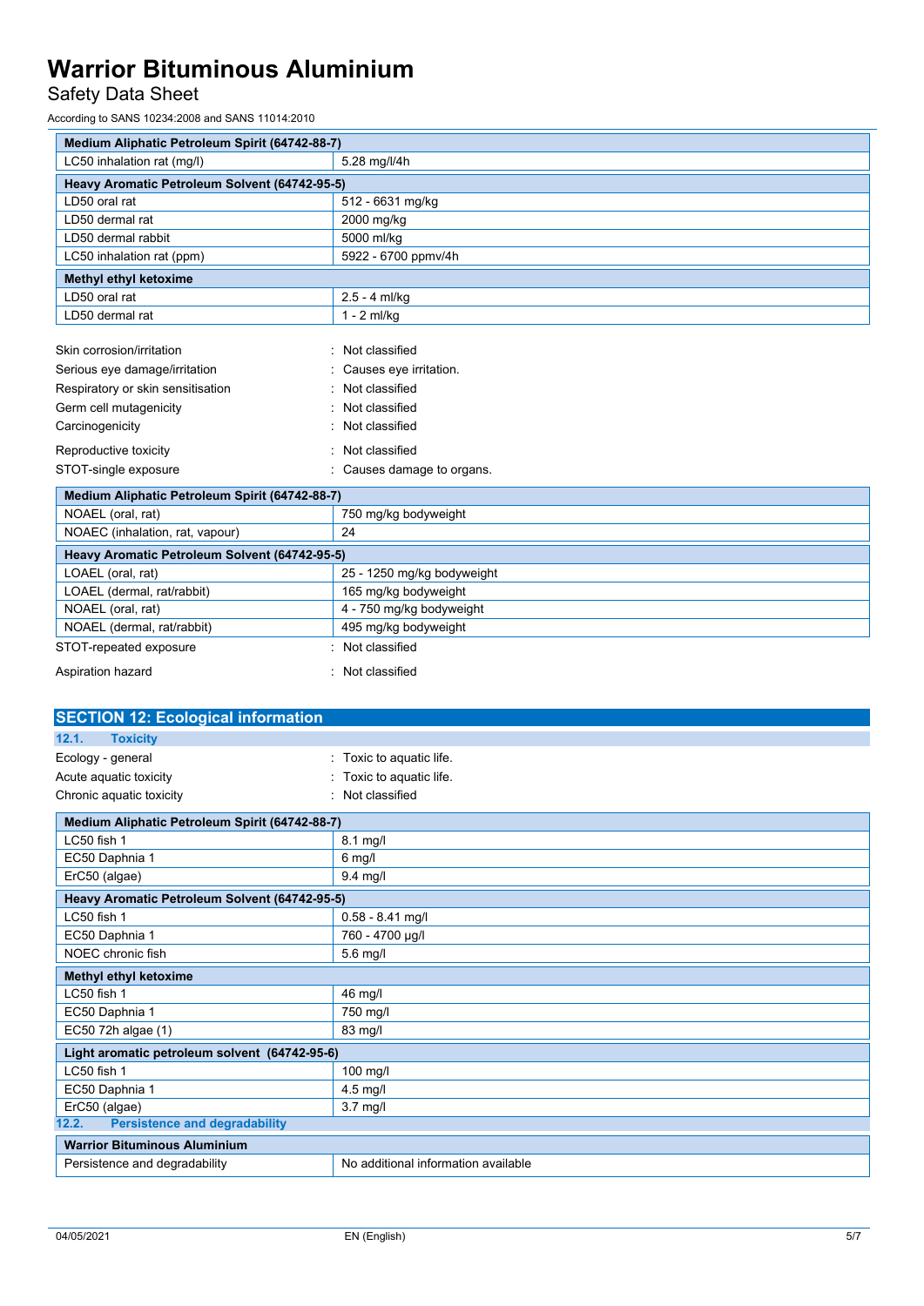| Medium Aliphatic Petroleum Spirit (64742-88-7) | |
|---|---|
| LC50 inhalation rat (mg/l) | 5.28 mg/l/4h |
| **Heavy Aromatic Petroleum Solvent (64742-95-5)** | |
| LD50 oral rat | 512 - 6631 mg/kg |
| LD50 dermal rat | 2000 mg/kg |
| LD50 dermal rabbit | 5000 ml/kg |
| LC50 inhalation rat (ppm) | 5922 - 6700 ppmv/4h |
| **Methyl ethyl ketoxime** | |
| LD50 oral rat | 2.5 - 4 ml/kg |
| LD50 dermal rat | 1 - 2 ml/kg |

Skin corrosion/irritation : Not classified

Serious eye damage/irritation : Causes eye irritation.

Respiratory or skin sensitisation : Not classified

Germ cell mutagenicity : Not classified

Carcinogenicity : Not classified

Reproductive toxicity : Not classified

STOT-single exposure : Causes damage to organs.

| Medium Aliphatic Petroleum Spirit (64742-88-7) | |
|---|---|
| NOAEL (oral, rat) | 750 mg/kg bodyweight |
| NOAEC (inhalation, rat, vapour) | 24 |
| **Heavy Aromatic Petroleum Solvent (64742-95-5)** | |
| LOAEL (oral, rat) | 25 - 1250 mg/kg bodyweight |
| LOAEL (dermal, rat/rabbit) | 165 mg/kg bodyweight |
| NOAEL (oral, rat) | 4 - 750 mg/kg bodyweight |
| NOAEL (dermal, rat/rabbit) | 495 mg/kg bodyweight |

STOT-repeated exposure : Not classified

Aspiration hazard : Not classified

## SECTION 12: Ecological information

### 12.1. Toxicity

Ecology - general : Toxic to aquatic life.

Acute aquatic toxicity : Toxic to aquatic life.

Chronic aquatic toxicity : Not classified

| Medium Aliphatic Petroleum Spirit (64742-88-7) | |
|---|---|
| LC50 fish 1 | 8.1 mg/l |
| EC50 Daphnia 1 | 6 mg/l |
| ErC50 (algae) | 9.4 mg/l |
| **Heavy Aromatic Petroleum Solvent (64742-95-5)** | |
| LC50 fish 1 | 0.58 - 8.41 mg/l |
| EC50 Daphnia 1 | 760 - 4700 µg/l |
| NOEC chronic fish | 5.6 mg/l |
| **Methyl ethyl ketoxime** | |
| LC50 fish 1 | 46 mg/l |
| EC50 Daphnia 1 | 750 mg/l |
| EC50 72h algae (1) | 83 mg/l |
| **Light aromatic petroleum solvent (64742-95-6)** | |
| LC50 fish 1 | 100 mg/l |
| EC50 Daphnia 1 | 4.5 mg/l |
| ErC50 (algae) | 3.7 mg/l |

### 12.2. Persistence and degradability

| Warrior Bituminous Aluminium | |
|---|---|
| Persistence and degradability | No additional information available |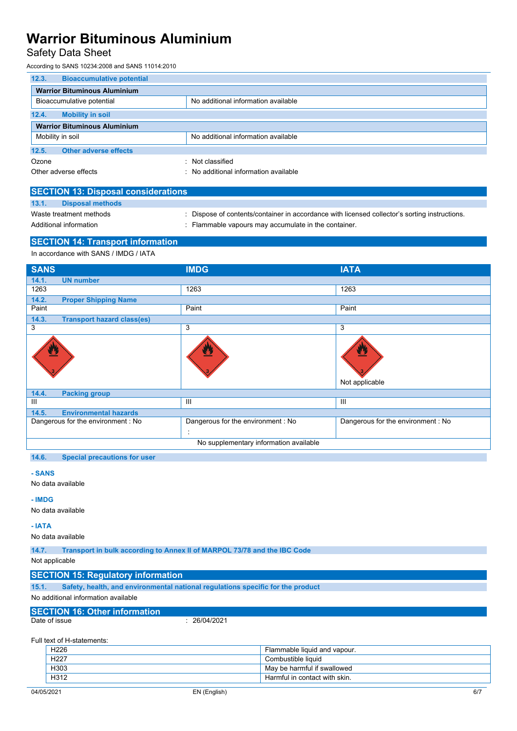### 12.3. Bioaccumulative potential

| Warrior Bituminous Aluminium | |
|---|---|
| Bioaccumulative potential | No additional information available |

### 12.4. Mobility in soil

| Warrior Bituminous Aluminium | |
|---|---|
| Mobility in soil | No additional information available |

### 12.5. Other adverse effects

Ozone : Not classified

Other adverse effects : No additional information available

## SECTION 13: Disposal considerations

### 13.1. Disposal methods

Waste treatment methods : Dispose of contents/container in accordance with licensed collector's sorting instructions.

Additional information : Flammable vapours may accumulate in the container.

## SECTION 14: Transport information

In accordance with SANS / IMDG / IATA

| SANS | IMDG | IATA |
|---|---|---|
| **14.1. UN number** | | |
| 1263 | 1263 | 1263 |
| **14.2. Proper Shipping Name** | | |
| Paint | Paint | Paint |
| **14.3. Transport hazard class(es)** | | |
| 3 | 3 | 3 |
| | | Not applicable |
| **14.4. Packing group** | | |
| III | III | III |
| **14.5. Environmental hazards** | | |
| Dangerous for the environment : No | Dangerous for the environment : No<br>: | Dangerous for the environment : No |
| No supplementary information available | | |

### 14.6. Special precautions for user

**- SANS**

No data available

**- IMDG**

No data available

**- IATA**

No data available

### 14.7. Transport in bulk according to Annex II of MARPOL 73/78 and the IBC Code

Not applicable

## SECTION 15: Regulatory information

### 15.1. Safety, health, and environmental national regulations specific for the product

No additional information available

## SECTION 16: Other information

Date of issue : 26/04/2021

Full text of H-statements:

| | |
|---|---|
| H226 | Flammable liquid and vapour. |
| H227 | Combustible liquid |
| H303 | May be harmful if swallowed |
| H312 | Harmful in contact with skin. |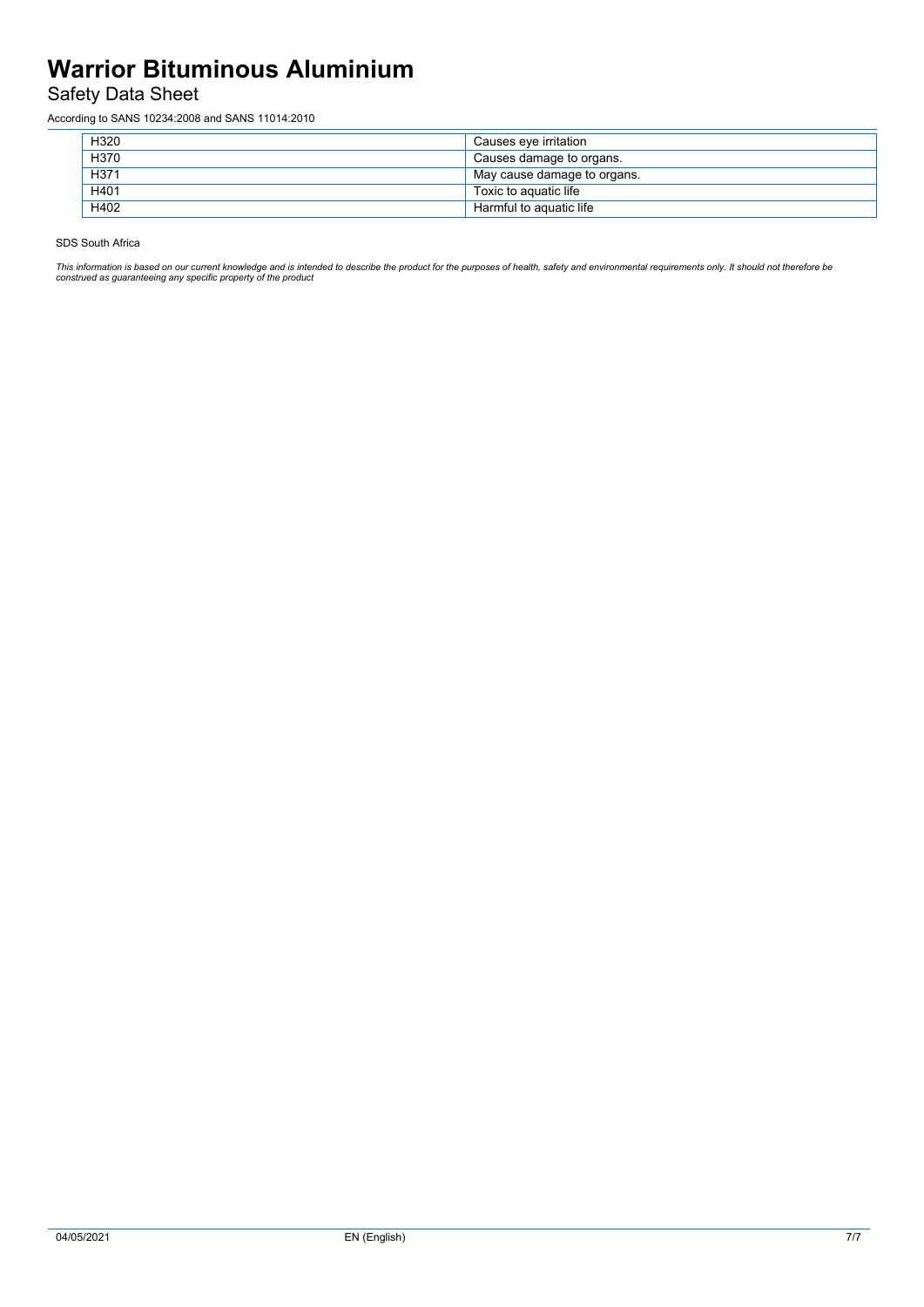| | |
|---|---|
| H320 | Causes eye irritation |
| H370 | Causes damage to organs. |
| H371 | May cause damage to organs. |
| H401 | Toxic to aquatic life |
| H402 | Harmful to aquatic life |

SDS South Africa

*This information is based on our current knowledge and is intended to describe the product for the purposes of health, safety and environmental requirements only. It should not therefore be construed as guaranteeing any specific property of the product*